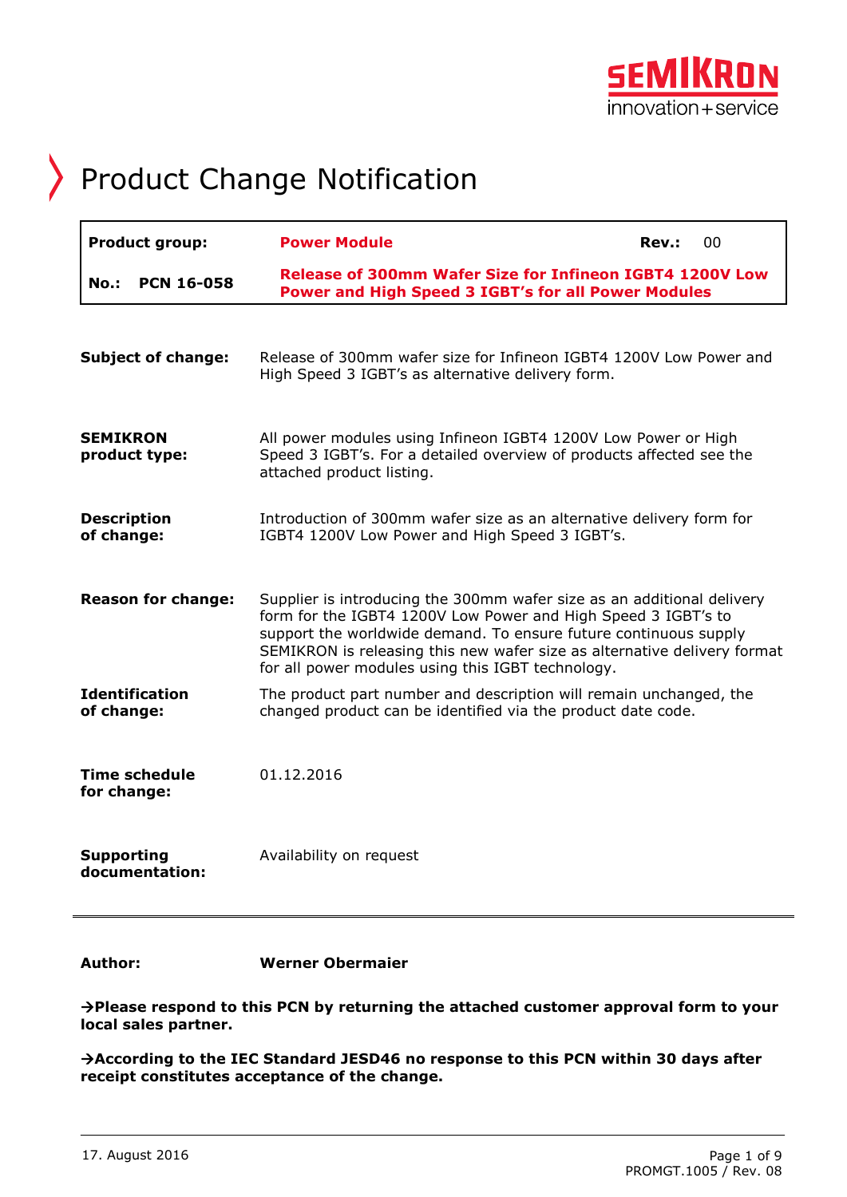SEMIKRON
innovation+service

# Product Change Notification

| | | | |
|---|---|---|---|
| **Product group:** | **Power Module** | **Rev.:** | 00 |
| **No.: PCN 16-058** | **Release of 300mm Wafer Size for Infineon IGBT4 1200V Low Power and High Speed 3 IGBT's for all Power Modules** | | |

**Subject of change:** Release of 300mm wafer size for Infineon IGBT4 1200V Low Power and High Speed 3 IGBT's as alternative delivery form.

**SEMIKRON product type:** All power modules using Infineon IGBT4 1200V Low Power or High Speed 3 IGBT's. For a detailed overview of products affected see the attached product listing.

**Description of change:** Introduction of 300mm wafer size as an alternative delivery form for IGBT4 1200V Low Power and High Speed 3 IGBT's.

**Reason for change:** Supplier is introducing the 300mm wafer size as an additional delivery form for the IGBT4 1200V Low Power and High Speed 3 IGBT's to support the worldwide demand. To ensure future continuous supply SEMIKRON is releasing this new wafer size as alternative delivery format for all power modules using this IGBT technology.

**Identification of change:** The product part number and description will remain unchanged, the changed product can be identified via the product date code.

**Time schedule for change:** 01.12.2016

**Supporting documentation:** Availability on request

---

**Author:** **Werner Obermaier**

**→Please respond to this PCN by returning the attached customer approval form to your local sales partner.**

**→According to the IEC Standard JESD46 no response to this PCN within 30 days after receipt constitutes acceptance of the change.**

17. August 2016

PROMGT.1005 / Rev. 08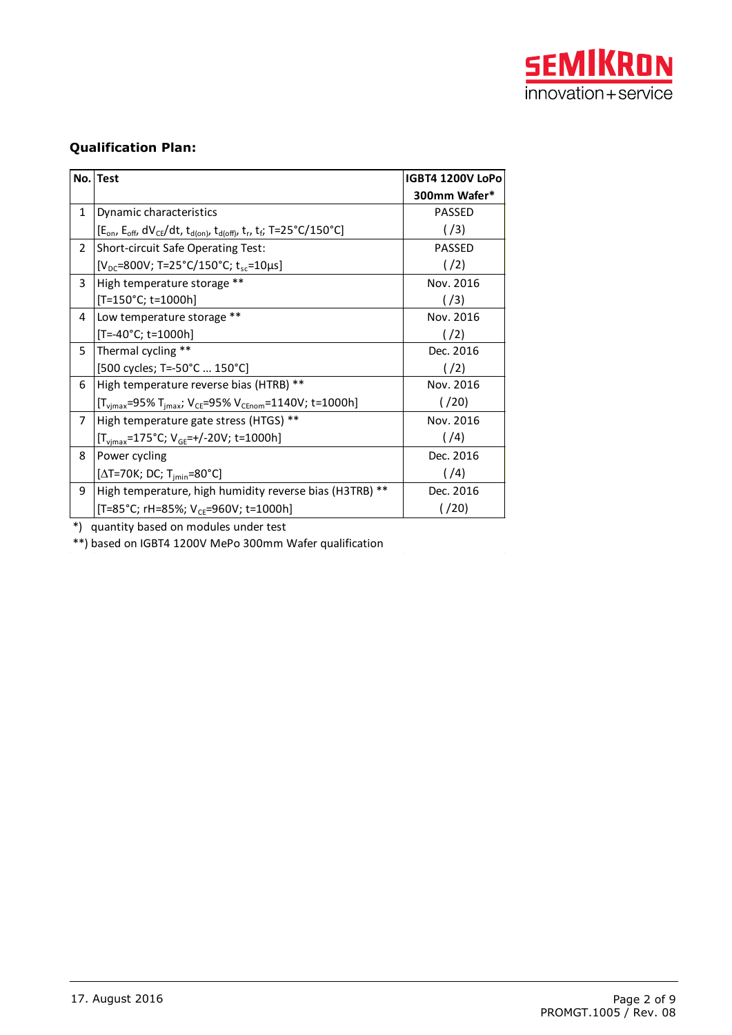**Qualification Plan:**

| No. | Test | IGBT4 1200V LoPo 300mm Wafer* |
|---|---|---|
| 1 | Dynamic characteristics [$E_{on}$, $E_{off}$, $dV_{CE}/dt$, $t_{d(on)}$, $t_{d(off)}$, $t_r$, $t_f$; T=25°C/150°C] | PASSED ( /3) |
| 2 | Short-circuit Safe Operating Test: [$V_{DC}$=800V; T=25°C/150°C; $t_{sc}$=10µs] | PASSED ( /2) |
| 3 | High temperature storage ** [T=150°C; t=1000h] | Nov. 2016 ( /3) |
| 4 | Low temperature storage ** [T=-40°C; t=1000h] | Nov. 2016 ( /2) |
| 5 | Thermal cycling ** [500 cycles; T=-50°C … 150°C] | Dec. 2016 ( /2) |
| 6 | High temperature reverse bias (HTRB) ** [$T_{vjmax}$=95% $T_{jmax}$; $V_{CE}$=95% $V_{CEnom}$=1140V; t=1000h] | Nov. 2016 ( /20) |
| 7 | High temperature gate stress (HTGS) ** [$T_{vjmax}$=175°C; $V_{GE}$=+/-20V; t=1000h] | Nov. 2016 ( /4) |
| 8 | Power cycling [ΔT=70K; DC; $T_{jmin}$=80°C] | Dec. 2016 ( /4) |
| 9 | High temperature, high humidity reverse bias (H3TRB) ** [T=85°C; rH=85%; $V_{CE}$=960V; t=1000h] | Dec. 2016 ( /20) |

*) quantity based on modules under test

**) based on IGBT4 1200V MePo 300mm Wafer qualification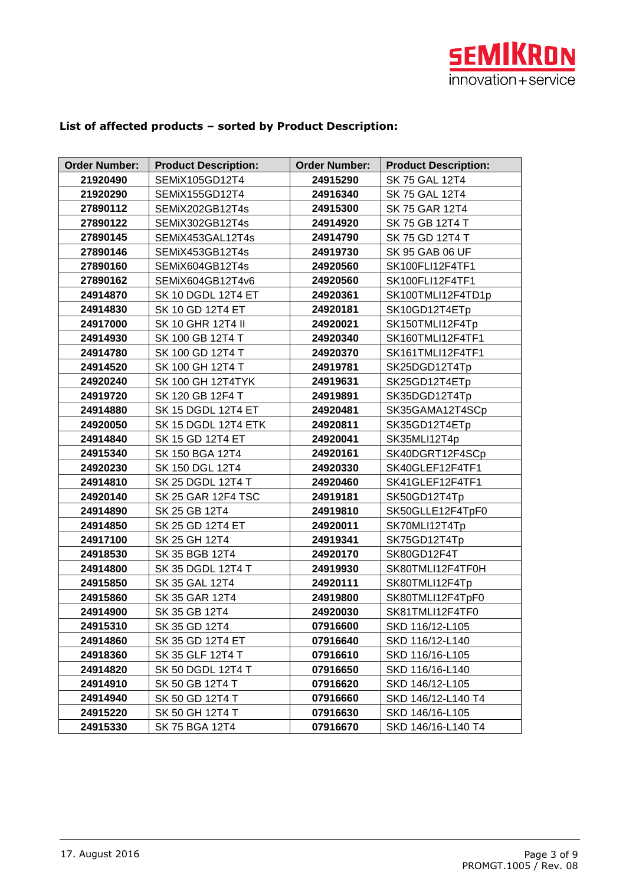**List of affected products – sorted by Product Description:**

| Order Number: | Product Description: | Order Number: | Product Description: |
|---|---|---|---|
| **21920490** | SEMiX105GD12T4 | **24915290** | SK 75 GAL 12T4 |
| **21920290** | SEMiX155GD12T4 | **24916340** | SK 75 GAL 12T4 |
| **27890112** | SEMiX202GB12T4s | **24915300** | SK 75 GAR 12T4 |
| **27890122** | SEMiX302GB12T4s | **24914920** | SK 75 GB 12T4 T |
| **27890145** | SEMiX453GAL12T4s | **24914790** | SK 75 GD 12T4 T |
| **27890146** | SEMiX453GB12T4s | **24919730** | SK 95 GAB 06 UF |
| **27890160** | SEMiX604GB12T4s | **24920560** | SK100FLI12F4TF1 |
| **27890162** | SEMiX604GB12T4v6 | **24920560** | SK100FLI12F4TF1 |
| **24914870** | SK 10 DGDL 12T4 ET | **24920361** | SK100TMLI12F4TD1p |
| **24914830** | SK 10 GD 12T4 ET | **24920181** | SK10GD12T4ETp |
| **24917000** | SK 10 GHR 12T4 II | **24920021** | SK150TMLI12F4Tp |
| **24914930** | SK 100 GB 12T4 T | **24920340** | SK160TMLI12F4TF1 |
| **24914780** | SK 100 GD 12T4 T | **24920370** | SK161TMLI12F4TF1 |
| **24914520** | SK 100 GH 12T4 T | **24919781** | SK25DGD12T4Tp |
| **24920240** | SK 100 GH 12T4TYK | **24919631** | SK25GD12T4ETp |
| **24919720** | SK 120 GB 12F4 T | **24919891** | SK35DGD12T4Tp |
| **24914880** | SK 15 DGDL 12T4 ET | **24920481** | SK35GAMA12T4SCp |
| **24920050** | SK 15 DGDL 12T4 ETK | **24920811** | SK35GD12T4ETp |
| **24914840** | SK 15 GD 12T4 ET | **24920041** | SK35MLI12T4p |
| **24915340** | SK 150 BGA 12T4 | **24920161** | SK40DGRT12F4SCp |
| **24920230** | SK 150 DGL 12T4 | **24920330** | SK40GLEF12F4TF1 |
| **24914810** | SK 25 DGDL 12T4 T | **24920460** | SK41GLEF12F4TF1 |
| **24920140** | SK 25 GAR 12F4 TSC | **24919181** | SK50GD12T4Tp |
| **24914890** | SK 25 GB 12T4 | **24919810** | SK50GLLE12F4TpF0 |
| **24914850** | SK 25 GD 12T4 ET | **24920011** | SK70MLI12T4Tp |
| **24917100** | SK 25 GH 12T4 | **24919341** | SK75GD12T4Tp |
| **24918530** | SK 35 BGB 12T4 | **24920170** | SK80GD12F4T |
| **24914800** | SK 35 DGDL 12T4 T | **24919930** | SK80TMLI12F4TF0H |
| **24915850** | SK 35 GAL 12T4 | **24920111** | SK80TMLI12F4Tp |
| **24915860** | SK 35 GAR 12T4 | **24919800** | SK80TMLI12F4TpF0 |
| **24914900** | SK 35 GB 12T4 | **24920030** | SK81TMLI12F4TF0 |
| **24915310** | SK 35 GD 12T4 | **07916600** | SKD 116/12-L105 |
| **24914860** | SK 35 GD 12T4 ET | **07916640** | SKD 116/12-L140 |
| **24918360** | SK 35 GLF 12T4 T | **07916610** | SKD 116/16-L105 |
| **24914820** | SK 50 DGDL 12T4 T | **07916650** | SKD 116/16-L140 |
| **24914910** | SK 50 GB 12T4 T | **07916620** | SKD 146/12-L105 |
| **24914940** | SK 50 GD 12T4 T | **07916660** | SKD 146/12-L140 T4 |
| **24915220** | SK 50 GH 12T4 T | **07916630** | SKD 146/16-L105 |
| **24915330** | SK 75 BGA 12T4 | **07916670** | SKD 146/16-L140 T4 |

17. August 2016

PROMGT.1005 / Rev. 08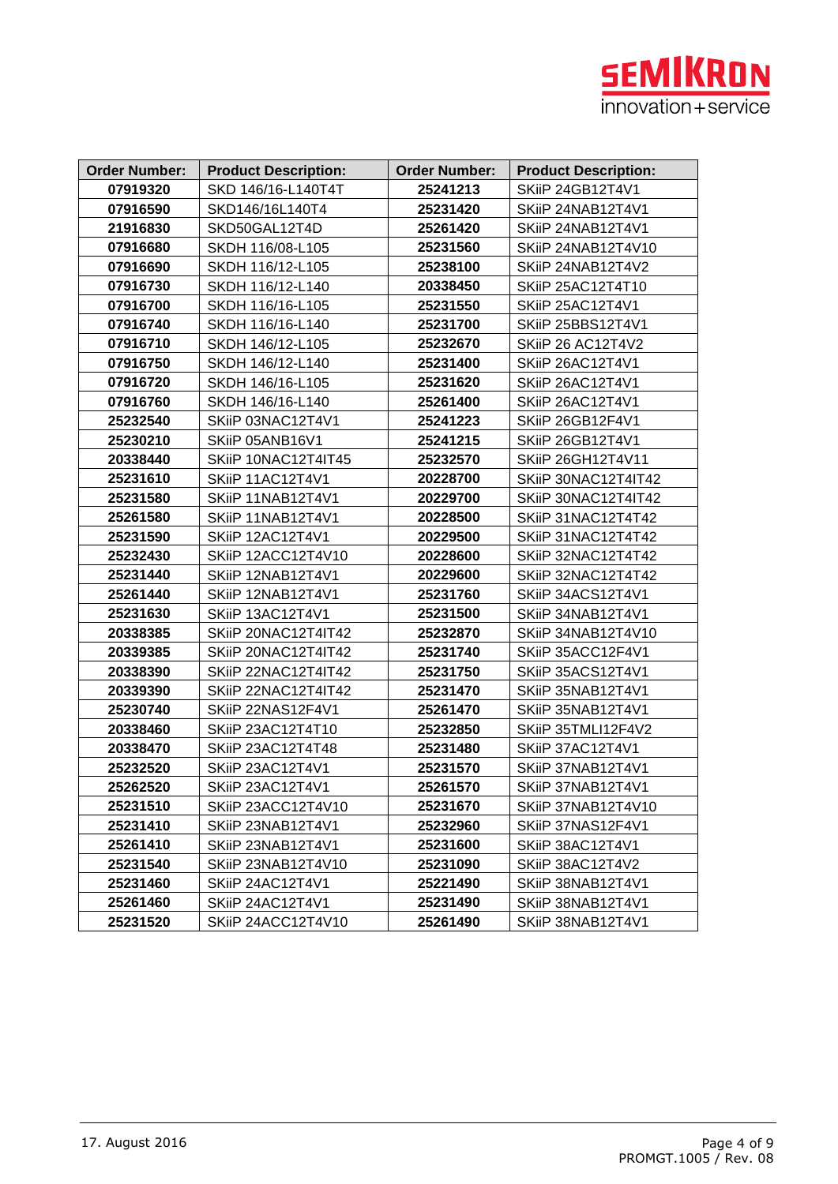| Order Number: | Product Description: | Order Number: | Product Description: |
|---|---|---|---|
| 07919320 | SKD 146/16-L140T4T | 25241213 | SKiiP 24GB12T4V1 |
| 07916590 | SKD146/16L140T4 | 25231420 | SKiiP 24NAB12T4V1 |
| 21916830 | SKD50GAL12T4D | 25261420 | SKiiP 24NAB12T4V1 |
| 07916680 | SKDH 116/08-L105 | 25231560 | SKiiP 24NAB12T4V10 |
| 07916690 | SKDH 116/12-L105 | 25238100 | SKiiP 24NAB12T4V2 |
| 07916730 | SKDH 116/12-L140 | 20338450 | SKiiP 25AC12T4T10 |
| 07916700 | SKDH 116/16-L105 | 25231550 | SKiiP 25AC12T4V1 |
| 07916740 | SKDH 116/16-L140 | 25231700 | SKiiP 25BBS12T4V1 |
| 07916710 | SKDH 146/12-L105 | 25232670 | SKiiP 26 AC12T4V2 |
| 07916750 | SKDH 146/12-L140 | 25231400 | SKiiP 26AC12T4V1 |
| 07916720 | SKDH 146/16-L105 | 25231620 | SKiiP 26AC12T4V1 |
| 07916760 | SKDH 146/16-L140 | 25261400 | SKiiP 26AC12T4V1 |
| 25232540 | SKiiP 03NAC12T4V1 | 25241223 | SKiiP 26GB12F4V1 |
| 25230210 | SKiiP 05ANB16V1 | 25241215 | SKiiP 26GB12T4V1 |
| 20338440 | SKiiP 10NAC12T4IT45 | 25232570 | SKiiP 26GH12T4V11 |
| 25231610 | SKiiP 11AC12T4V1 | 20228700 | SKiiP 30NAC12T4IT42 |
| 25231580 | SKiiP 11NAB12T4V1 | 20229700 | SKiiP 30NAC12T4IT42 |
| 25261580 | SKiiP 11NAB12T4V1 | 20228500 | SKiiP 31NAC12T4T42 |
| 25231590 | SKiiP 12AC12T4V1 | 20229500 | SKiiP 31NAC12T4T42 |
| 25232430 | SKiiP 12ACC12T4V10 | 20228600 | SKiiP 32NAC12T4T42 |
| 25231440 | SKiiP 12NAB12T4V1 | 20229600 | SKiiP 32NAC12T4T42 |
| 25261440 | SKiiP 12NAB12T4V1 | 25231760 | SKiiP 34ACS12T4V1 |
| 25231630 | SKiiP 13AC12T4V1 | 25231500 | SKiiP 34NAB12T4V1 |
| 20338385 | SKiiP 20NAC12T4IT42 | 25232870 | SKiiP 34NAB12T4V10 |
| 20339385 | SKiiP 20NAC12T4IT42 | 25231740 | SKiiP 35ACC12F4V1 |
| 20338390 | SKiiP 22NAC12T4IT42 | 25231750 | SKiiP 35ACS12T4V1 |
| 20339390 | SKiiP 22NAC12T4IT42 | 25231470 | SKiiP 35NAB12T4V1 |
| 25230740 | SKiiP 22NAS12F4V1 | 25261470 | SKiiP 35NAB12T4V1 |
| 20338460 | SKiiP 23AC12T4T10 | 25232850 | SKiiP 35TMLI12F4V2 |
| 20338470 | SKiiP 23AC12T4T48 | 25231480 | SKiiP 37AC12T4V1 |
| 25232520 | SKiiP 23AC12T4V1 | 25231570 | SKiiP 37NAB12T4V1 |
| 25262520 | SKiiP 23AC12T4V1 | 25261570 | SKiiP 37NAB12T4V1 |
| 25231510 | SKiiP 23ACC12T4V10 | 25231670 | SKiiP 37NAB12T4V10 |
| 25231410 | SKiiP 23NAB12T4V1 | 25232960 | SKiiP 37NAS12F4V1 |
| 25261410 | SKiiP 23NAB12T4V1 | 25231600 | SKiiP 38AC12T4V1 |
| 25231540 | SKiiP 23NAB12T4V10 | 25231090 | SKiiP 38AC12T4V2 |
| 25231460 | SKiiP 24AC12T4V1 | 25221490 | SKiiP 38NAB12T4V1 |
| 25261460 | SKiiP 24AC12T4V1 | 25231490 | SKiiP 38NAB12T4V1 |
| 25231520 | SKiiP 24ACC12T4V10 | 25261490 | SKiiP 38NAB12T4V1 |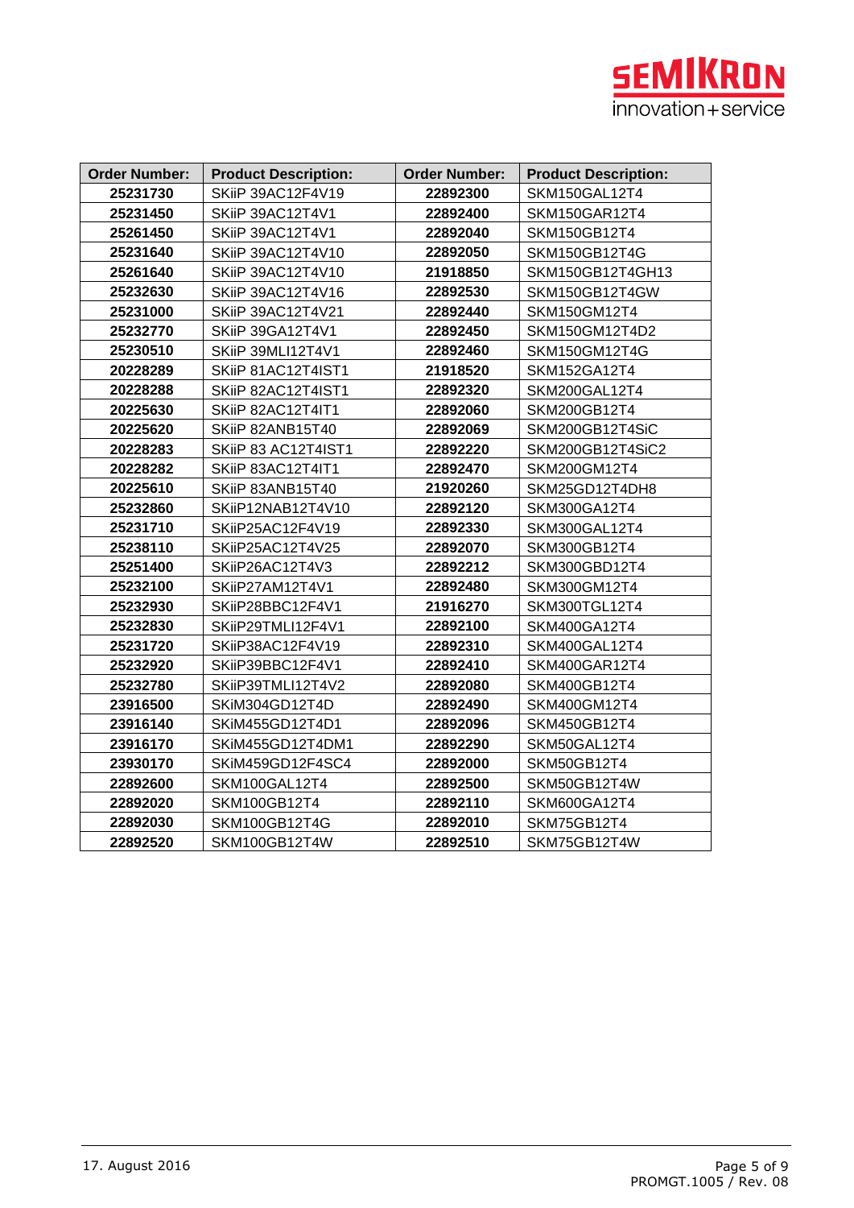| Order Number: | Product Description: | Order Number: | Product Description: |
|---|---|---|---|
| **25231730** | SKiiP 39AC12F4V19 | **22892300** | SKM150GAL12T4 |
| **25231450** | SKiiP 39AC12T4V1 | **22892400** | SKM150GAR12T4 |
| **25261450** | SKiiP 39AC12T4V1 | **22892040** | SKM150GB12T4 |
| **25231640** | SKiiP 39AC12T4V10 | **22892050** | SKM150GB12T4G |
| **25261640** | SKiiP 39AC12T4V10 | **21918850** | SKM150GB12T4GH13 |
| **25232630** | SKiiP 39AC12T4V16 | **22892530** | SKM150GB12T4GW |
| **25231000** | SKiiP 39AC12T4V21 | **22892440** | SKM150GM12T4 |
| **25232770** | SKiiP 39GA12T4V1 | **22892450** | SKM150GM12T4D2 |
| **25230510** | SKiiP 39MLI12T4V1 | **22892460** | SKM150GM12T4G |
| **20228289** | SKiiP 81AC12T4IST1 | **21918520** | SKM152GA12T4 |
| **20228288** | SKiiP 82AC12T4IST1 | **22892320** | SKM200GAL12T4 |
| **20225630** | SKiiP 82AC12T4IT1 | **22892060** | SKM200GB12T4 |
| **20225620** | SKiiP 82ANB15T40 | **22892069** | SKM200GB12T4SiC |
| **20228283** | SKiiP 83 AC12T4IST1 | **22892220** | SKM200GB12T4SiC2 |
| **20228282** | SKiiP 83AC12T4IT1 | **22892470** | SKM200GM12T4 |
| **20225610** | SKiiP 83ANB15T40 | **21920260** | SKM25GD12T4DH8 |
| **25232860** | SKiiP12NAB12T4V10 | **22892120** | SKM300GA12T4 |
| **25231710** | SKiiP25AC12F4V19 | **22892330** | SKM300GAL12T4 |
| **25238110** | SKiiP25AC12T4V25 | **22892070** | SKM300GB12T4 |
| **25251400** | SKiiP26AC12T4V3 | **22892212** | SKM300GBD12T4 |
| **25232100** | SKiiP27AM12T4V1 | **22892480** | SKM300GM12T4 |
| **25232930** | SKiiP28BBC12F4V1 | **21916270** | SKM300TGL12T4 |
| **25232830** | SKiiP29TMLI12F4V1 | **22892100** | SKM400GA12T4 |
| **25231720** | SKiiP38AC12F4V19 | **22892310** | SKM400GAL12T4 |
| **25232920** | SKiiP39BBC12F4V1 | **22892410** | SKM400GAR12T4 |
| **25232780** | SKiiP39TMLI12T4V2 | **22892080** | SKM400GB12T4 |
| **23916500** | SKiM304GD12T4D | **22892490** | SKM400GM12T4 |
| **23916140** | SKiM455GD12T4D1 | **22892096** | SKM450GB12T4 |
| **23916170** | SKiM455GD12T4DM1 | **22892290** | SKM50GAL12T4 |
| **23930170** | SKiM459GD12F4SC4 | **22892000** | SKM50GB12T4 |
| **22892600** | SKM100GAL12T4 | **22892500** | SKM50GB12T4W |
| **22892020** | SKM100GB12T4 | **22892110** | SKM600GA12T4 |
| **22892030** | SKM100GB12T4G | **22892010** | SKM75GB12T4 |
| **22892520** | SKM100GB12T4W | **22892510** | SKM75GB12T4W |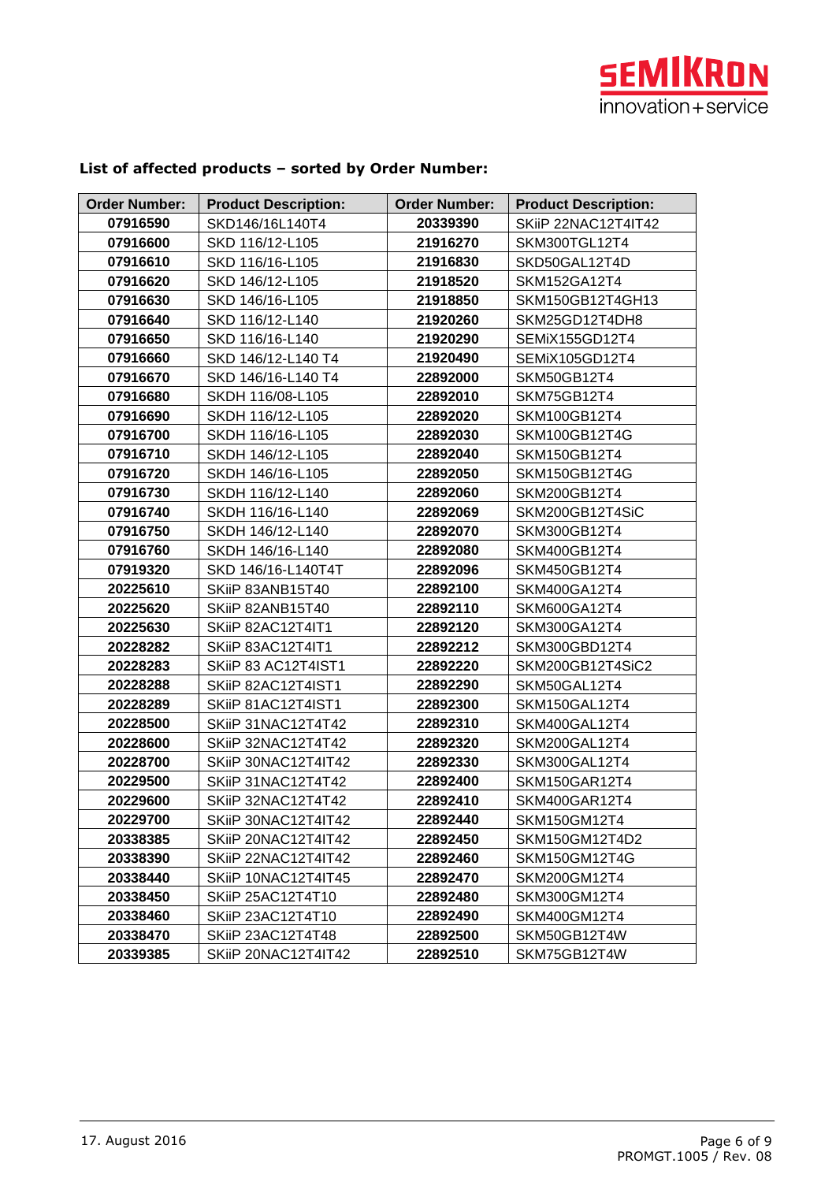**List of affected products – sorted by Order Number:**

| Order Number: | Product Description: | Order Number: | Product Description: |
|---|---|---|---|
| **07916590** | SKD146/16L140T4 | **20339390** | SKiiP 22NAC12T4IT42 |
| **07916600** | SKD 116/12-L105 | **21916270** | SKM300TGL12T4 |
| **07916610** | SKD 116/16-L105 | **21916830** | SKD50GAL12T4D |
| **07916620** | SKD 146/12-L105 | **21918520** | SKM152GA12T4 |
| **07916630** | SKD 146/16-L105 | **21918850** | SKM150GB12T4GH13 |
| **07916640** | SKD 116/12-L140 | **21920260** | SKM25GD12T4DH8 |
| **07916650** | SKD 116/16-L140 | **21920290** | SEMiX155GD12T4 |
| **07916660** | SKD 146/12-L140 T4 | **21920490** | SEMiX105GD12T4 |
| **07916670** | SKD 146/16-L140 T4 | **22892000** | SKM50GB12T4 |
| **07916680** | SKDH 116/08-L105 | **22892010** | SKM75GB12T4 |
| **07916690** | SKDH 116/12-L105 | **22892020** | SKM100GB12T4 |
| **07916700** | SKDH 116/16-L105 | **22892030** | SKM100GB12T4G |
| **07916710** | SKDH 146/12-L105 | **22892040** | SKM150GB12T4 |
| **07916720** | SKDH 146/16-L105 | **22892050** | SKM150GB12T4G |
| **07916730** | SKDH 116/12-L140 | **22892060** | SKM200GB12T4 |
| **07916740** | SKDH 116/16-L140 | **22892069** | SKM200GB12T4SiC |
| **07916750** | SKDH 146/12-L140 | **22892070** | SKM300GB12T4 |
| **07916760** | SKDH 146/16-L140 | **22892080** | SKM400GB12T4 |
| **07919320** | SKD 146/16-L140T4T | **22892096** | SKM450GB12T4 |
| **20225610** | SKiiP 83ANB15T40 | **22892100** | SKM400GA12T4 |
| **20225620** | SKiiP 82ANB15T40 | **22892110** | SKM600GA12T4 |
| **20225630** | SKiiP 82AC12T4IT1 | **22892120** | SKM300GA12T4 |
| **20228282** | SKiiP 83AC12T4IT1 | **22892212** | SKM300GBD12T4 |
| **20228283** | SKiiP 83 AC12T4IST1 | **22892220** | SKM200GB12T4SiC2 |
| **20228288** | SKiiP 82AC12T4IST1 | **22892290** | SKM50GAL12T4 |
| **20228289** | SKiiP 81AC12T4IST1 | **22892300** | SKM150GAL12T4 |
| **20228500** | SKiiP 31NAC12T4T42 | **22892310** | SKM400GAL12T4 |
| **20228600** | SKiiP 32NAC12T4T42 | **22892320** | SKM200GAL12T4 |
| **20228700** | SKiiP 30NAC12T4IT42 | **22892330** | SKM300GAL12T4 |
| **20229500** | SKiiP 31NAC12T4T42 | **22892400** | SKM150GAR12T4 |
| **20229600** | SKiiP 32NAC12T4T42 | **22892410** | SKM400GAR12T4 |
| **20229700** | SKiiP 30NAC12T4IT42 | **22892440** | SKM150GM12T4 |
| **20338385** | SKiiP 20NAC12T4IT42 | **22892450** | SKM150GM12T4D2 |
| **20338390** | SKiiP 22NAC12T4IT42 | **22892460** | SKM150GM12T4G |
| **20338440** | SKiiP 10NAC12T4IT45 | **22892470** | SKM200GM12T4 |
| **20338450** | SKiiP 25AC12T4T10 | **22892480** | SKM300GM12T4 |
| **20338460** | SKiiP 23AC12T4T10 | **22892490** | SKM400GM12T4 |
| **20338470** | SKiiP 23AC12T4T48 | **22892500** | SKM50GB12T4W |
| **20339385** | SKiiP 20NAC12T4IT42 | **22892510** | SKM75GB12T4W |

17. August 2016

PROMGT.1005 / Rev. 08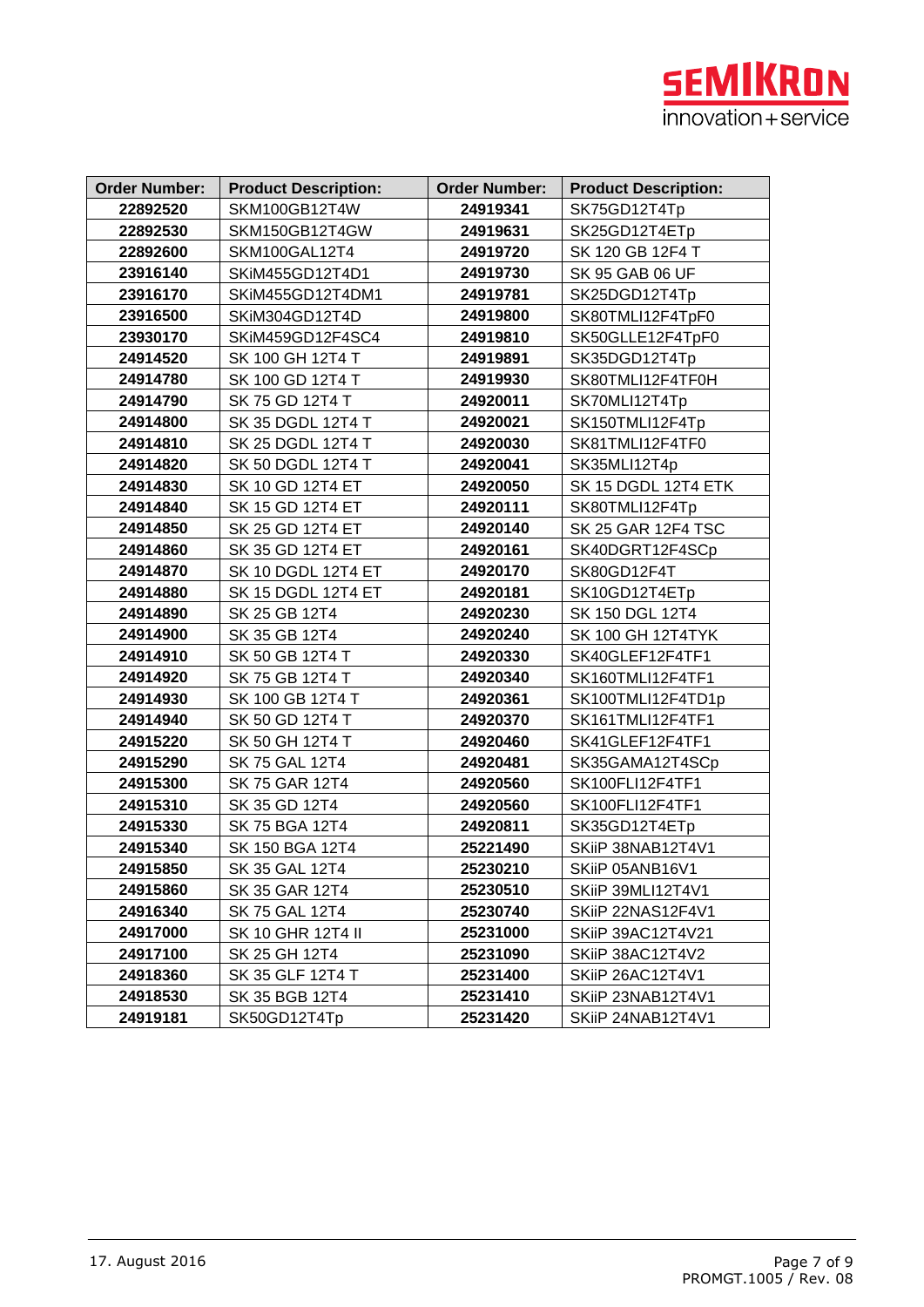| Order Number: | Product Description: | Order Number: | Product Description: |
|---|---|---|---|
| **22892520** | SKM100GB12T4W | **24919341** | SK75GD12T4Tp |
| **22892530** | SKM150GB12T4GW | **24919631** | SK25GD12T4ETp |
| **22892600** | SKM100GAL12T4 | **24919720** | SK 120 GB 12F4 T |
| **23916140** | SKiM455GD12T4D1 | **24919730** | SK 95 GAB 06 UF |
| **23916170** | SKiM455GD12T4DM1 | **24919781** | SK25DGD12T4Tp |
| **23916500** | SKiM304GD12T4D | **24919800** | SK80TMLI12F4TpF0 |
| **23930170** | SKiM459GD12F4SC4 | **24919810** | SK50GLLE12F4TpF0 |
| **24914520** | SK 100 GH 12T4 T | **24919891** | SK35DGD12T4Tp |
| **24914780** | SK 100 GD 12T4 T | **24919930** | SK80TMLI12F4TF0H |
| **24914790** | SK 75 GD 12T4 T | **24920011** | SK70MLI12T4Tp |
| **24914800** | SK 35 DGDL 12T4 T | **24920021** | SK150TMLI12F4Tp |
| **24914810** | SK 25 DGDL 12T4 T | **24920030** | SK81TMLI12F4TF0 |
| **24914820** | SK 50 DGDL 12T4 T | **24920041** | SK35MLI12T4p |
| **24914830** | SK 10 GD 12T4 ET | **24920050** | SK 15 DGDL 12T4 ETK |
| **24914840** | SK 15 GD 12T4 ET | **24920111** | SK80TMLI12F4Tp |
| **24914850** | SK 25 GD 12T4 ET | **24920140** | SK 25 GAR 12F4 TSC |
| **24914860** | SK 35 GD 12T4 ET | **24920161** | SK40DGRT12F4SCp |
| **24914870** | SK 10 DGDL 12T4 ET | **24920170** | SK80GD12F4T |
| **24914880** | SK 15 DGDL 12T4 ET | **24920181** | SK10GD12T4ETp |
| **24914890** | SK 25 GB 12T4 | **24920230** | SK 150 DGL 12T4 |
| **24914900** | SK 35 GB 12T4 | **24920240** | SK 100 GH 12T4TYK |
| **24914910** | SK 50 GB 12T4 T | **24920330** | SK40GLEF12F4TF1 |
| **24914920** | SK 75 GB 12T4 T | **24920340** | SK160TMLI12F4TF1 |
| **24914930** | SK 100 GB 12T4 T | **24920361** | SK100TMLI12F4TD1p |
| **24914940** | SK 50 GD 12T4 T | **24920370** | SK161TMLI12F4TF1 |
| **24915220** | SK 50 GH 12T4 T | **24920460** | SK41GLEF12F4TF1 |
| **24915290** | SK 75 GAL 12T4 | **24920481** | SK35GAMA12T4SCp |
| **24915300** | SK 75 GAR 12T4 | **24920560** | SK100FLI12F4TF1 |
| **24915310** | SK 35 GD 12T4 | **24920560** | SK100FLI12F4TF1 |
| **24915330** | SK 75 BGA 12T4 | **24920811** | SK35GD12T4ETp |
| **24915340** | SK 150 BGA 12T4 | **25221490** | SKiiP 38NAB12T4V1 |
| **24915850** | SK 35 GAL 12T4 | **25230210** | SKiiP 05ANB16V1 |
| **24915860** | SK 35 GAR 12T4 | **25230510** | SKiiP 39MLI12T4V1 |
| **24916340** | SK 75 GAL 12T4 | **25230740** | SKiiP 22NAS12F4V1 |
| **24917000** | SK 10 GHR 12T4 II | **25231000** | SKiiP 39AC12T4V21 |
| **24917100** | SK 25 GH 12T4 | **25231090** | SKiiP 38AC12T4V2 |
| **24918360** | SK 35 GLF 12T4 T | **25231400** | SKiiP 26AC12T4V1 |
| **24918530** | SK 35 BGB 12T4 | **25231410** | SKiiP 23NAB12T4V1 |
| **24919181** | SK50GD12T4Tp | **25231420** | SKiiP 24NAB12T4V1 |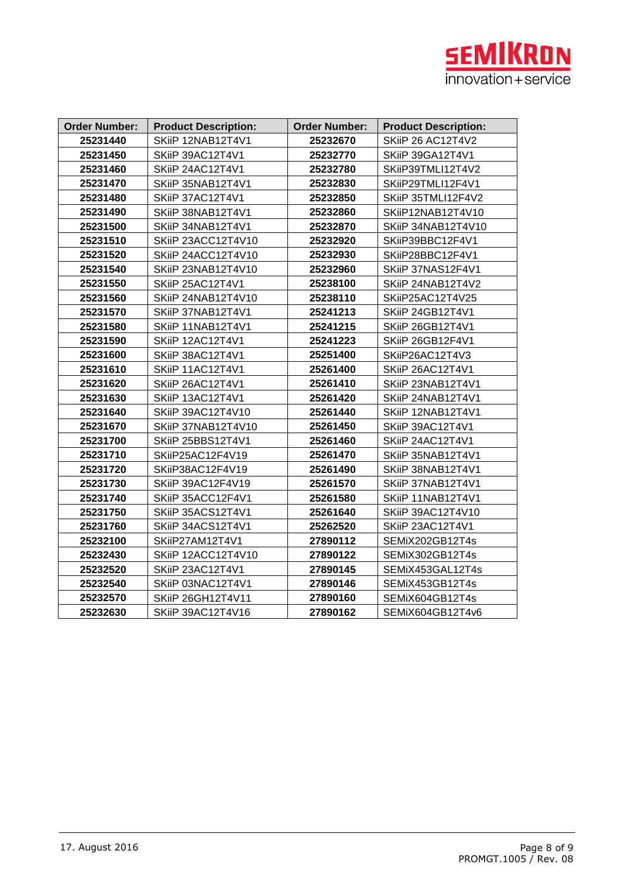| Order Number: | Product Description: | Order Number: | Product Description: |
|---|---|---|---|
| 25231440 | SKiiP 12NAB12T4V1 | 25232670 | SKiiP 26 AC12T4V2 |
| 25231450 | SKiiP 39AC12T4V1 | 25232770 | SKiiP 39GA12T4V1 |
| 25231460 | SKiiP 24AC12T4V1 | 25232780 | SKiiP39TMLI12T4V2 |
| 25231470 | SKiiP 35NAB12T4V1 | 25232830 | SKiiP29TMLI12F4V1 |
| 25231480 | SKiiP 37AC12T4V1 | 25232850 | SKiiP 35TMLI12F4V2 |
| 25231490 | SKiiP 38NAB12T4V1 | 25232860 | SKiiP12NAB12T4V10 |
| 25231500 | SKiiP 34NAB12T4V1 | 25232870 | SKiiP 34NAB12T4V10 |
| 25231510 | SKiiP 23ACC12T4V10 | 25232920 | SKiiP39BBC12F4V1 |
| 25231520 | SKiiP 24ACC12T4V10 | 25232930 | SKiiP28BBC12F4V1 |
| 25231540 | SKiiP 23NAB12T4V10 | 25232960 | SKiiP 37NAS12F4V1 |
| 25231550 | SKiiP 25AC12T4V1 | 25238100 | SKiiP 24NAB12T4V2 |
| 25231560 | SKiiP 24NAB12T4V10 | 25238110 | SKiiP25AC12T4V25 |
| 25231570 | SKiiP 37NAB12T4V1 | 25241213 | SKiiP 24GB12T4V1 |
| 25231580 | SKiiP 11NAB12T4V1 | 25241215 | SKiiP 26GB12T4V1 |
| 25231590 | SKiiP 12AC12T4V1 | 25241223 | SKiiP 26GB12F4V1 |
| 25231600 | SKiiP 38AC12T4V1 | 25251400 | SKiiP26AC12T4V3 |
| 25231610 | SKiiP 11AC12T4V1 | 25261400 | SKiiP 26AC12T4V1 |
| 25231620 | SKiiP 26AC12T4V1 | 25261410 | SKiiP 23NAB12T4V1 |
| 25231630 | SKiiP 13AC12T4V1 | 25261420 | SKiiP 24NAB12T4V1 |
| 25231640 | SKiiP 39AC12T4V10 | 25261440 | SKiiP 12NAB12T4V1 |
| 25231670 | SKiiP 37NAB12T4V10 | 25261450 | SKiiP 39AC12T4V1 |
| 25231700 | SKiiP 25BBS12T4V1 | 25261460 | SKiiP 24AC12T4V1 |
| 25231710 | SKiiP25AC12F4V19 | 25261470 | SKiiP 35NAB12T4V1 |
| 25231720 | SKiiP38AC12F4V19 | 25261490 | SKiiP 38NAB12T4V1 |
| 25231730 | SKiiP 39AC12F4V19 | 25261570 | SKiiP 37NAB12T4V1 |
| 25231740 | SKiiP 35ACC12F4V1 | 25261580 | SKiiP 11NAB12T4V1 |
| 25231750 | SKiiP 35ACS12T4V1 | 25261640 | SKiiP 39AC12T4V10 |
| 25231760 | SKiiP 34ACS12T4V1 | 25262520 | SKiiP 23AC12T4V1 |
| 25232100 | SKiiP27AM12T4V1 | 27890112 | SEMiX202GB12T4s |
| 25232430 | SKiiP 12ACC12T4V10 | 27890122 | SEMiX302GB12T4s |
| 25232520 | SKiiP 23AC12T4V1 | 27890145 | SEMiX453GAL12T4s |
| 25232540 | SKiiP 03NAC12T4V1 | 27890146 | SEMiX453GB12T4s |
| 25232570 | SKiiP 26GH12T4V11 | 27890160 | SEMiX604GB12T4s |
| 25232630 | SKiiP 39AC12T4V16 | 27890162 | SEMiX604GB12T4v6 |

17. August 2016

PROMGT.1005 / Rev. 08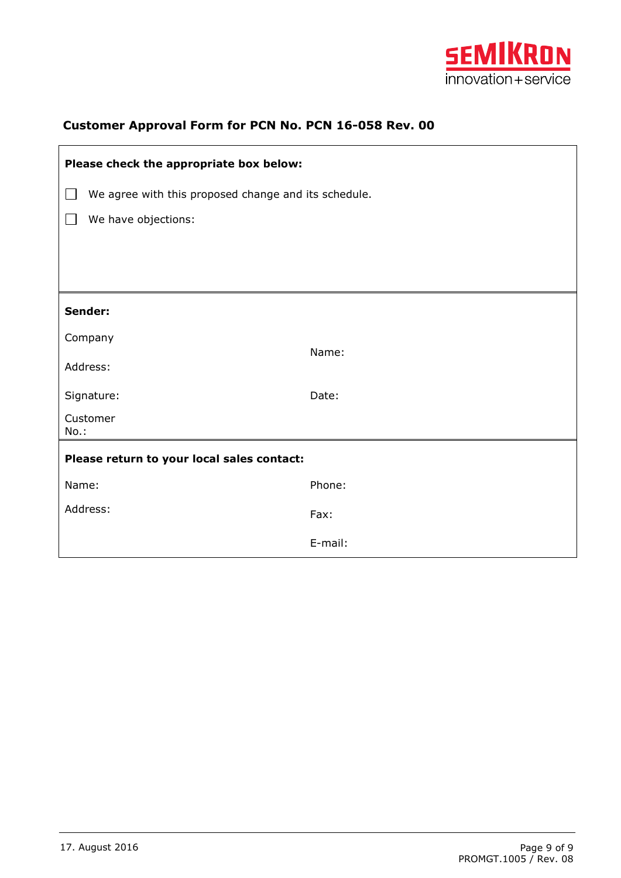## Customer Approval Form for PCN No. PCN 16-058 Rev. 00

**Please check the appropriate box below:**

☐ We agree with this proposed change and its schedule.

☐ We have objections:

**Sender:**

| | |
|---|---|
| Company | Name: |
| Address: | |
| Signature: | Date: |
| Customer No.: | |

**Please return to your local sales contact:**

| | |
|---|---|
| Name: | Phone: |
| Address: | Fax: |
| | E-mail: |

17. August 2016

PROMGT.1005 / Rev. 08